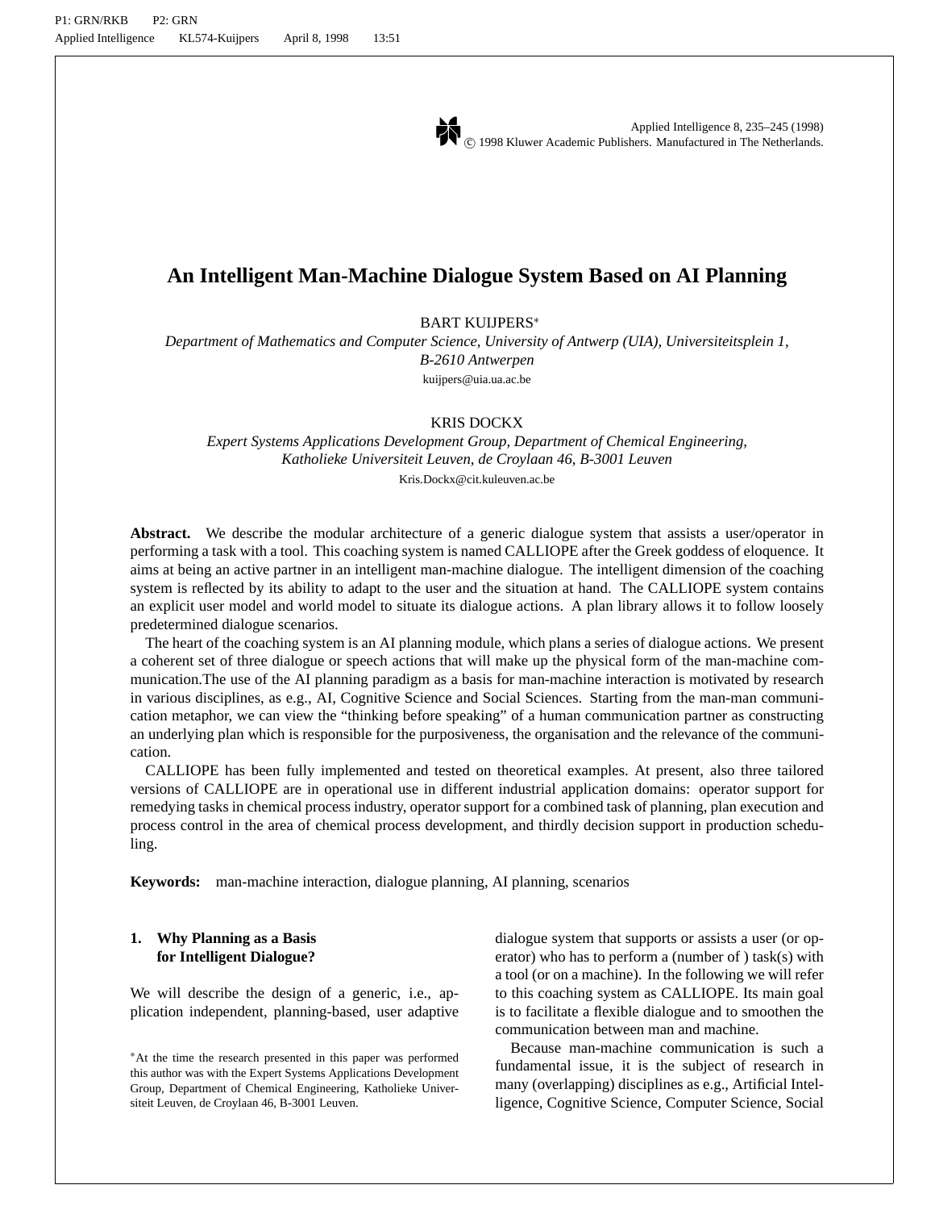# An Intelligent Man-Machine Dialogue System Based on AI Planning

BART KUIJPERS*

*Department of Mathematics and Computer Science, University of Antwerp (UIA), Universiteitsplein 1, B-2610 Antwerpen*

kuijpers@uia.ua.ac.be

KRIS DOCKX

*Expert Systems Applications Development Group, Department of Chemical Engineering, Katholieke Universiteit Leuven, de Croylaan 46, B-3001 Leuven*

Kris.Dockx@cit.kuleuven.ac.be

**Abstract.** We describe the modular architecture of a generic dialogue system that assists a user/operator in performing a task with a tool. This coaching system is named CALLIOPE after the Greek goddess of eloquence. It aims at being an active partner in an intelligent man-machine dialogue. The intelligent dimension of the coaching system is reflected by its ability to adapt to the user and the situation at hand. The CALLIOPE system contains an explicit user model and world model to situate its dialogue actions. A plan library allows it to follow loosely predetermined dialogue scenarios.

The heart of the coaching system is an AI planning module, which plans a series of dialogue actions. We present a coherent set of three dialogue or speech actions that will make up the physical form of the man-machine communication.The use of the AI planning paradigm as a basis for man-machine interaction is motivated by research in various disciplines, as e.g., AI, Cognitive Science and Social Sciences. Starting from the man-man communication metaphor, we can view the "thinking before speaking" of a human communication partner as constructing an underlying plan which is responsible for the purposiveness, the organisation and the relevance of the communication.

CALLIOPE has been fully implemented and tested on theoretical examples. At present, also three tailored versions of CALLIOPE are in operational use in different industrial application domains: operator support for remedying tasks in chemical process industry, operator support for a combined task of planning, plan execution and process control in the area of chemical process development, and thirdly decision support in production scheduling.

**Keywords:** man-machine interaction, dialogue planning, AI planning, scenarios

## 1. Why Planning as a Basis for Intelligent Dialogue?

We will describe the design of a generic, i.e., application independent, planning-based, user adaptive dialogue system that supports or assists a user (or operator) who has to perform a (number of ) task(s) with a tool (or on a machine). In the following we will refer to this coaching system as CALLIOPE. Its main goal is to facilitate a flexible dialogue and to smoothen the communication between man and machine.

Because man-machine communication is such a fundamental issue, it is the subject of research in many (overlapping) disciplines as e.g., Artificial Intelligence, Cognitive Science, Computer Science, Social

*At the time the research presented in this paper was performed this author was with the Expert Systems Applications Development Group, Department of Chemical Engineering, Katholieke Universiteit Leuven, de Croylaan 46, B-3001 Leuven.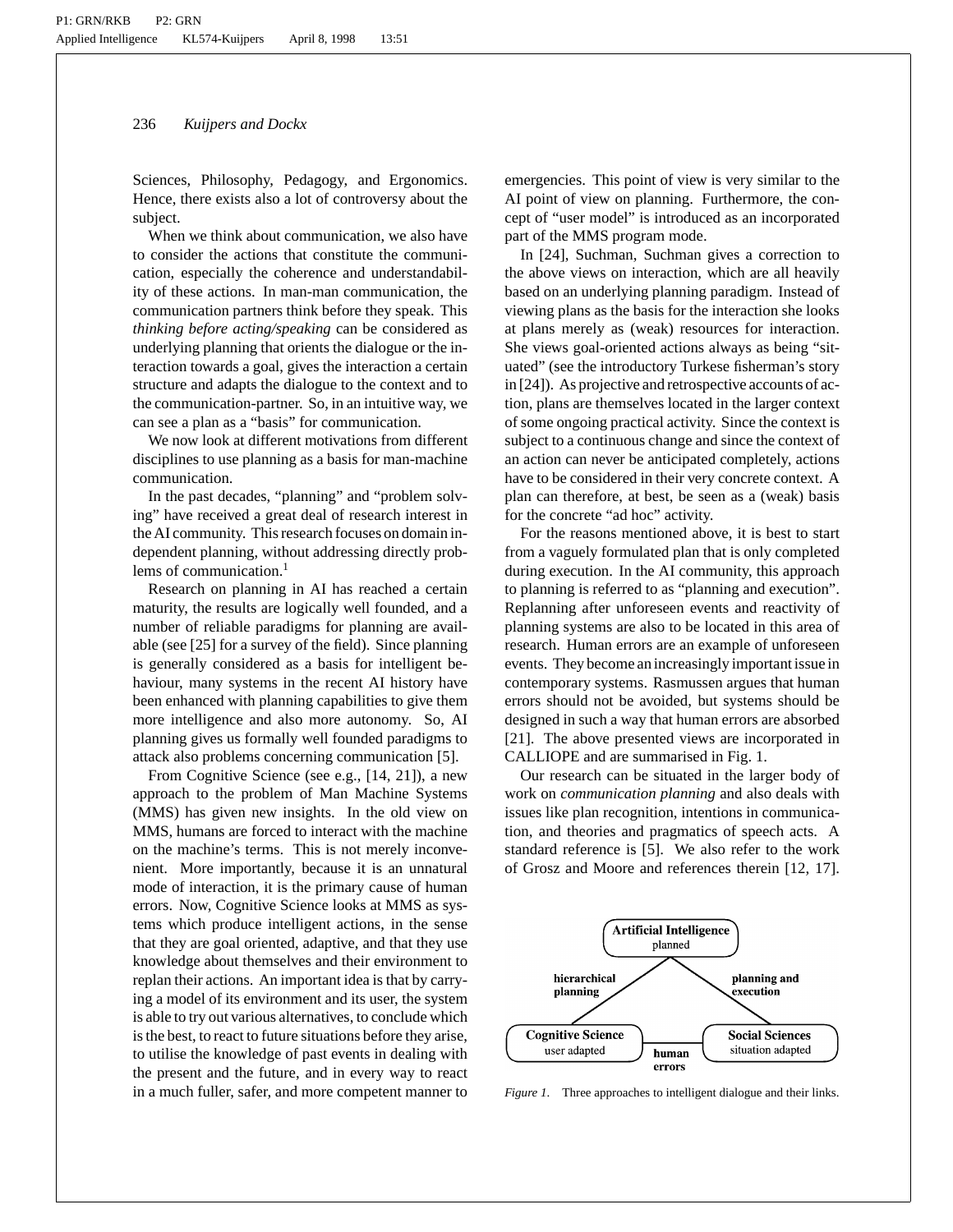Sciences, Philosophy, Pedagogy, and Ergonomics. Hence, there exists also a lot of controversy about the subject.

When we think about communication, we also have to consider the actions that constitute the communication, especially the coherence and understandability of these actions. In man-man communication, the communication partners think before they speak. This *thinking before acting/speaking* can be considered as underlying planning that orients the dialogue or the interaction towards a goal, gives the interaction a certain structure and adapts the dialogue to the context and to the communication-partner. So, in an intuitive way, we can see a plan as a "basis" for communication.

We now look at different motivations from different disciplines to use planning as a basis for man-machine communication.

In the past decades, "planning" and "problem solving" have received a great deal of research interest in the AI community. This research focuses on domain independent planning, without addressing directly problems of communication.[1]

Research on planning in AI has reached a certain maturity, the results are logically well founded, and a number of reliable paradigms for planning are available (see [25] for a survey of the field). Since planning is generally considered as a basis for intelligent behaviour, many systems in the recent AI history have been enhanced with planning capabilities to give them more intelligence and also more autonomy. So, AI planning gives us formally well founded paradigms to attack also problems concerning communication [5].

From Cognitive Science (see e.g., [14, 21]), a new approach to the problem of Man Machine Systems (MMS) has given new insights. In the old view on MMS, humans are forced to interact with the machine on the machine's terms. This is not merely inconvenient. More importantly, because it is an unnatural mode of interaction, it is the primary cause of human errors. Now, Cognitive Science looks at MMS as systems which produce intelligent actions, in the sense that they are goal oriented, adaptive, and that they use knowledge about themselves and their environment to replan their actions. An important idea is that by carrying a model of its environment and its user, the system is able to try out various alternatives, to conclude which is the best, to react to future situations before they arise, to utilise the knowledge of past events in dealing with the present and the future, and in every way to react in a much fuller, safer, and more competent manner to emergencies. This point of view is very similar to the AI point of view on planning. Furthermore, the concept of "user model" is introduced as an incorporated part of the MMS program mode.

In [24], Suchman, Suchman gives a correction to the above views on interaction, which are all heavily based on an underlying planning paradigm. Instead of viewing plans as the basis for the interaction she looks at plans merely as (weak) resources for interaction. She views goal-oriented actions always as being "situated" (see the introductory Turkese fisherman's story in [24]). As projective and retrospective accounts of action, plans are themselves located in the larger context of some ongoing practical activity. Since the context is subject to a continuous change and since the context of an action can never be anticipated completely, actions have to be considered in their very concrete context. A plan can therefore, at best, be seen as a (weak) basis for the concrete "ad hoc" activity.

For the reasons mentioned above, it is best to start from a vaguely formulated plan that is only completed during execution. In the AI community, this approach to planning is referred to as "planning and execution". Replanning after unforeseen events and reactivity of planning systems are also to be located in this area of research. Human errors are an example of unforeseen events. They become an increasingly important issue in contemporary systems. Rasmussen argues that human errors should not be avoided, but systems should be designed in such a way that human errors are absorbed [21]. The above presented views are incorporated in CALLIOPE and are summarised in Fig. 1.

Our research can be situated in the larger body of work on *communication planning* and also deals with issues like plan recognition, intentions in communication, and theories and pragmatics of speech acts. A standard reference is [5]. We also refer to the work of Grosz and Moore and references therein [12, 17].

*Figure 1.* Three approaches to intelligent dialogue and their links.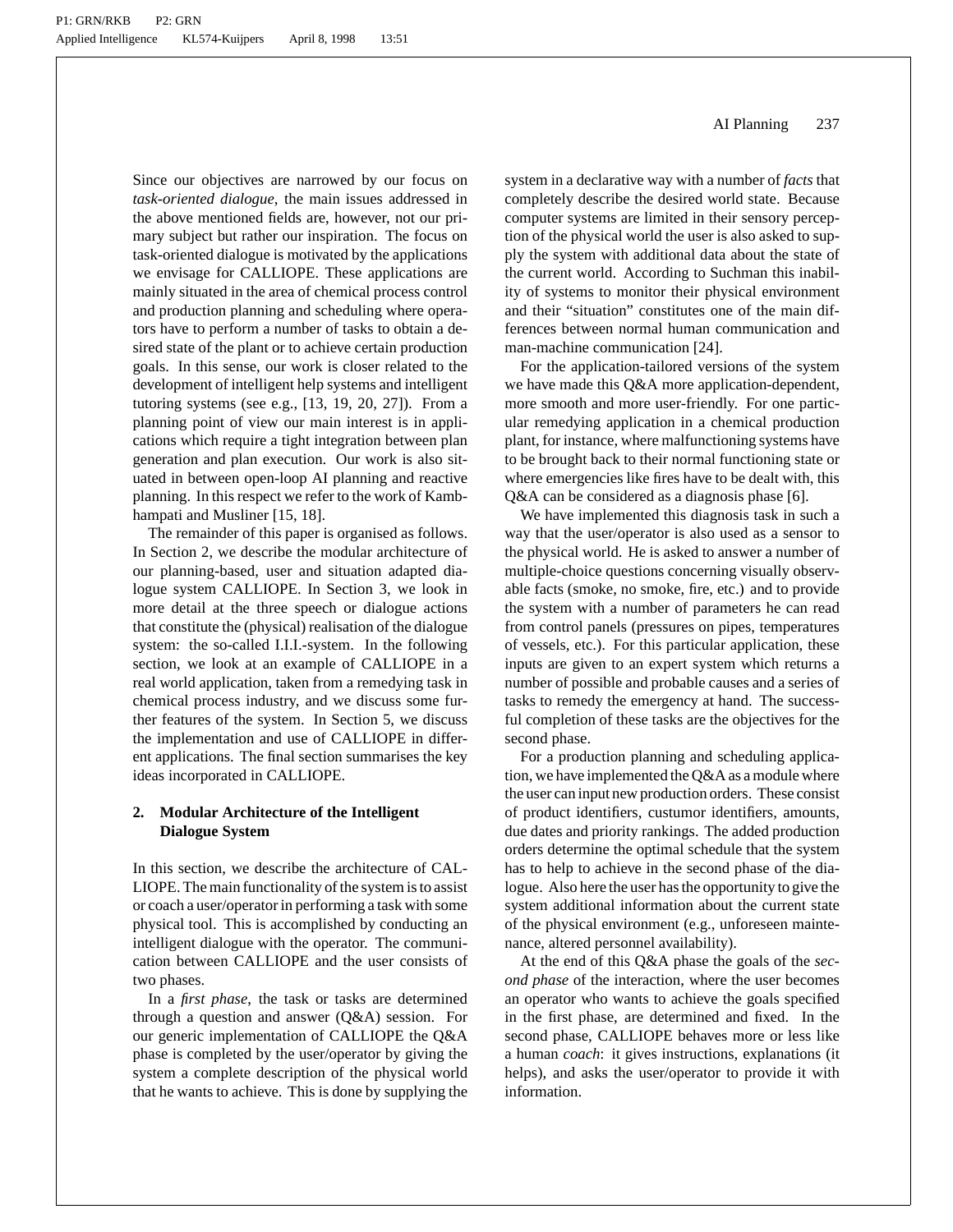Since our objectives are narrowed by our focus on *task-oriented dialogue*, the main issues addressed in the above mentioned fields are, however, not our primary subject but rather our inspiration. The focus on task-oriented dialogue is motivated by the applications we envisage for CALLIOPE. These applications are mainly situated in the area of chemical process control and production planning and scheduling where operators have to perform a number of tasks to obtain a desired state of the plant or to achieve certain production goals. In this sense, our work is closer related to the development of intelligent help systems and intelligent tutoring systems (see e.g., [13, 19, 20, 27]). From a planning point of view our main interest is in applications which require a tight integration between plan generation and plan execution. Our work is also situated in between open-loop AI planning and reactive planning. In this respect we refer to the work of Kambhampati and Musliner [15, 18].

The remainder of this paper is organised as follows. In Section 2, we describe the modular architecture of our planning-based, user and situation adapted dialogue system CALLIOPE. In Section 3, we look in more detail at the three speech or dialogue actions that constitute the (physical) realisation of the dialogue system: the so-called I.I.I.-system. In the following section, we look at an example of CALLIOPE in a real world application, taken from a remedying task in chemical process industry, and we discuss some further features of the system. In Section 5, we discuss the implementation and use of CALLIOPE in different applications. The final section summarises the key ideas incorporated in CALLIOPE.

## 2. Modular Architecture of the Intelligent Dialogue System

In this section, we describe the architecture of CALLIOPE. The main functionality of the system is to assist or coach a user/operator in performing a task with some physical tool. This is accomplished by conducting an intelligent dialogue with the operator. The communication between CALLIOPE and the user consists of two phases.

In a *first phase*, the task or tasks are determined through a question and answer (Q&A) session. For our generic implementation of CALLIOPE the Q&A phase is completed by the user/operator by giving the system a complete description of the physical world that he wants to achieve. This is done by supplying the system in a declarative way with a number of *facts* that completely describe the desired world state. Because computer systems are limited in their sensory perception of the physical world the user is also asked to supply the system with additional data about the state of the current world. According to Suchman this inability of systems to monitor their physical environment and their "situation" constitutes one of the main differences between normal human communication and man-machine communication [24].

For the application-tailored versions of the system we have made this Q&A more application-dependent, more smooth and more user-friendly. For one particular remedying application in a chemical production plant, for instance, where malfunctioning systems have to be brought back to their normal functioning state or where emergencies like fires have to be dealt with, this Q&A can be considered as a diagnosis phase [6].

We have implemented this diagnosis task in such a way that the user/operator is also used as a sensor to the physical world. He is asked to answer a number of multiple-choice questions concerning visually observable facts (smoke, no smoke, fire, etc.) and to provide the system with a number of parameters he can read from control panels (pressures on pipes, temperatures of vessels, etc.). For this particular application, these inputs are given to an expert system which returns a number of possible and probable causes and a series of tasks to remedy the emergency at hand. The successful completion of these tasks are the objectives for the second phase.

For a production planning and scheduling application, we have implemented the Q&A as a module where the user can input new production orders. These consist of product identifiers, custumor identifiers, amounts, due dates and priority rankings. The added production orders determine the optimal schedule that the system has to help to achieve in the second phase of the dialogue. Also here the user has the opportunity to give the system additional information about the current state of the physical environment (e.g., unforeseen maintenance, altered personnel availability).

At the end of this Q&A phase the goals of the *second phase* of the interaction, where the user becomes an operator who wants to achieve the goals specified in the first phase, are determined and fixed. In the second phase, CALLIOPE behaves more or less like a human *coach*: it gives instructions, explanations (it helps), and asks the user/operator to provide it with information.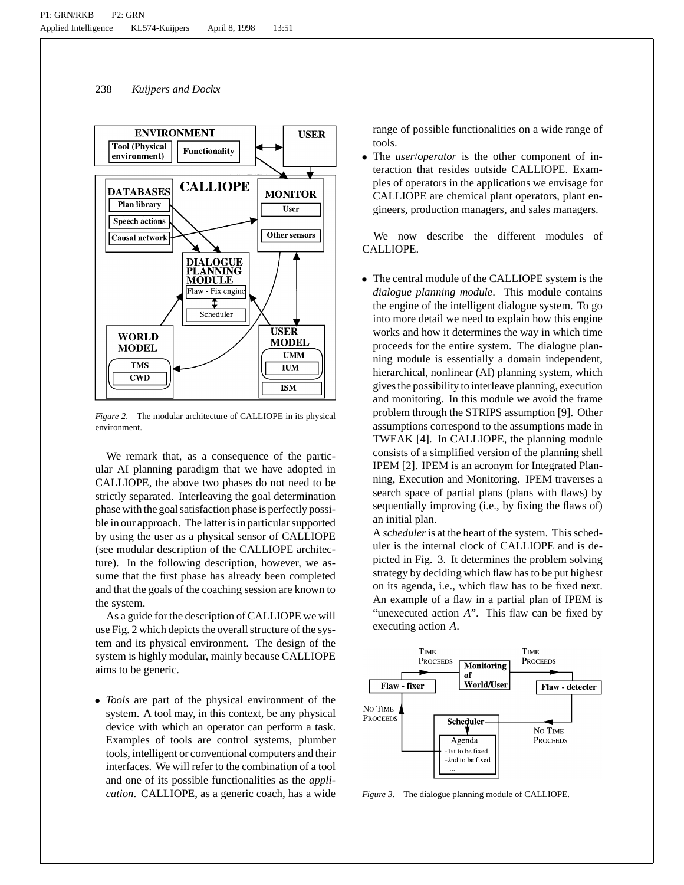*Figure 2.* The modular architecture of CALLIOPE in its physical environment.

We remark that, as a consequence of the particular AI planning paradigm that we have adopted in CALLIOPE, the above two phases do not need to be strictly separated. Interleaving the goal determination phase with the goal satisfaction phase is perfectly possible in our approach. The latter is in particular supported by using the user as a physical sensor of CALLIOPE (see modular description of the CALLIOPE architecture). In the following description, however, we assume that the first phase has already been completed and that the goals of the coaching session are known to the system.

As a guide for the description of CALLIOPE we will use Fig. 2 which depicts the overall structure of the system and its physical environment. The design of the system is highly modular, mainly because CALLIOPE aims to be generic.

- *Tools* are part of the physical environment of the system. A tool may, in this context, be any physical device with which an operator can perform a task. Examples of tools are control systems, plumber tools, intelligent or conventional computers and their interfaces. We will refer to the combination of a tool and one of its possible functionalities as the *application*. CALLIOPE, as a generic coach, has a wide range of possible functionalities on a wide range of tools.
- The *user*/*operator* is the other component of interaction that resides outside CALLIOPE. Examples of operators in the applications we envisage for CALLIOPE are chemical plant operators, plant engineers, production managers, and sales managers.

We now describe the different modules of CALLIOPE.

- The central module of the CALLIOPE system is the *dialogue planning module*. This module contains the engine of the intelligent dialogue system. To go into more detail we need to explain how this engine works and how it determines the way in which time proceeds for the entire system. The dialogue planning module is essentially a domain independent, hierarchical, nonlinear (AI) planning system, which gives the possibility to interleave planning, execution and monitoring. In this module we avoid the frame problem through the STRIPS assumption [9]. Other assumptions correspond to the assumptions made in TWEAK [4]. In CALLIOPE, the planning module consists of a simplified version of the planning shell IPEM [2]. IPEM is an acronym for Integrated Planning, Execution and Monitoring. IPEM traverses a search space of partial plans (plans with flaws) by sequentially improving (i.e., by fixing the flaws of) an initial plan.

  A *scheduler* is at the heart of the system. This scheduler is the internal clock of CALLIOPE and is depicted in Fig. 3. It determines the problem solving strategy by deciding which flaw has to be put highest on its agenda, i.e., which flaw has to be fixed next. An example of a flaw in a partial plan of IPEM is "unexecuted action *A*". This flaw can be fixed by executing action *A*.

*Figure 3.* The dialogue planning module of CALLIOPE.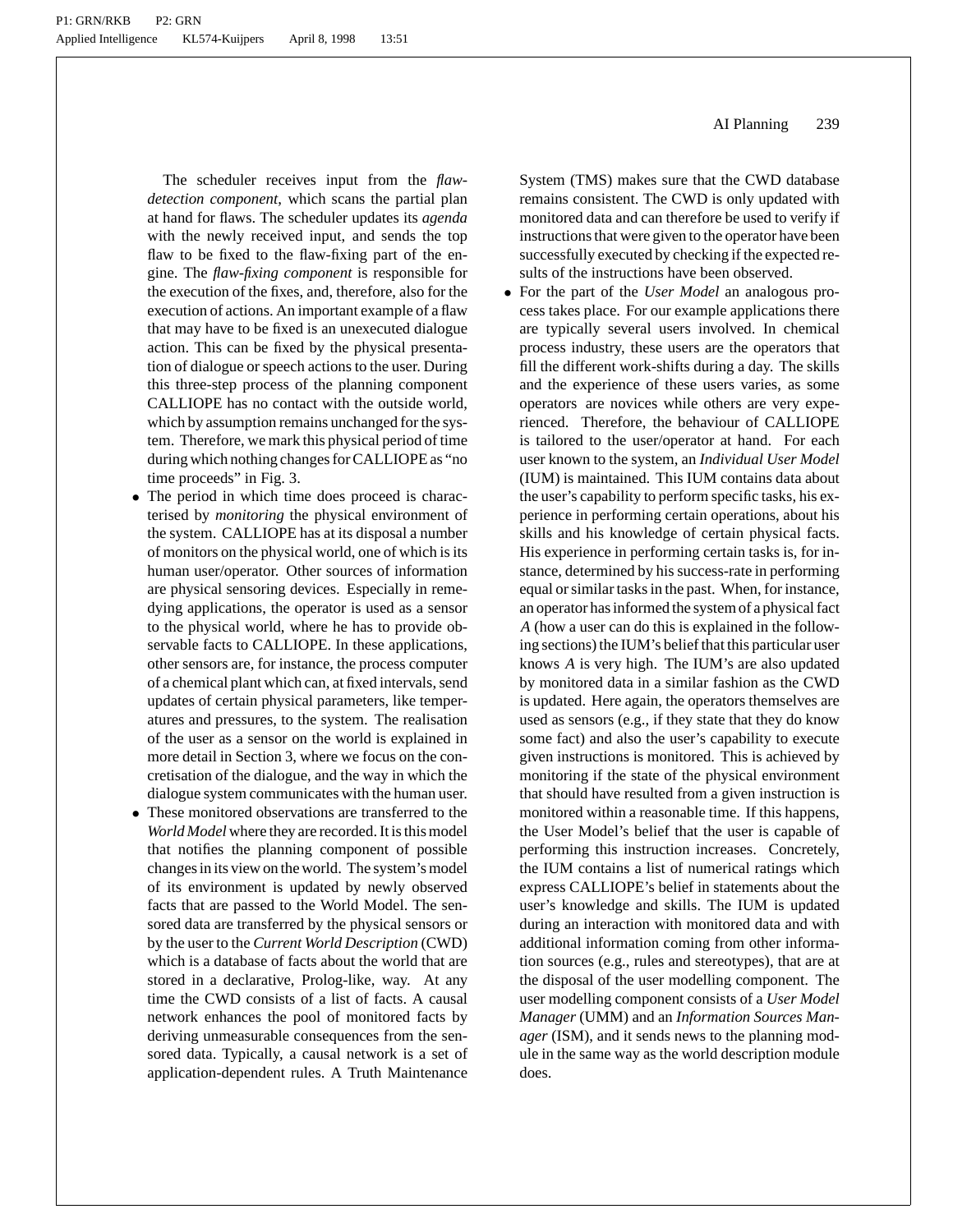The scheduler receives input from the *flaw-detection component*, which scans the partial plan at hand for flaws. The scheduler updates its *agenda* with the newly received input, and sends the top flaw to be fixed to the flaw-fixing part of the engine. The *flaw-fixing component* is responsible for the execution of the fixes, and, therefore, also for the execution of actions. An important example of a flaw that may have to be fixed is an unexecuted dialogue action. This can be fixed by the physical presentation of dialogue or speech actions to the user. During this three-step process of the planning component CALLIOPE has no contact with the outside world, which by assumption remains unchanged for the system. Therefore, we mark this physical period of time during which nothing changes for CALLIOPE as "no time proceeds" in Fig. 3.

- The period in which time does proceed is characterised by *monitoring* the physical environment of the system. CALLIOPE has at its disposal a number of monitors on the physical world, one of which is its human user/operator. Other sources of information are physical sensoring devices. Especially in remedying applications, the operator is used as a sensor to the physical world, where he has to provide observable facts to CALLIOPE. In these applications, other sensors are, for instance, the process computer of a chemical plant which can, at fixed intervals, send updates of certain physical parameters, like temperatures and pressures, to the system. The realisation of the user as a sensor on the world is explained in more detail in Section 3, where we focus on the concretisation of the dialogue, and the way in which the dialogue system communicates with the human user.
- These monitored observations are transferred to the *World Model* where they are recorded. It is this model that notifies the planning component of possible changes in its view on the world. The system's model of its environment is updated by newly observed facts that are passed to the World Model. The sensored data are transferred by the physical sensors or by the user to the *Current World Description* (CWD) which is a database of facts about the world that are stored in a declarative, Prolog-like, way. At any time the CWD consists of a list of facts. A causal network enhances the pool of monitored facts by deriving unmeasurable consequences from the sensored data. Typically, a causal network is a set of application-dependent rules. A Truth Maintenance System (TMS) makes sure that the CWD database remains consistent. The CWD is only updated with monitored data and can therefore be used to verify if instructions that were given to the operator have been successfully executed by checking if the expected results of the instructions have been observed.
- For the part of the *User Model* an analogous process takes place. For our example applications there are typically several users involved. In chemical process industry, these users are the operators that fill the different work-shifts during a day. The skills and the experience of these users varies, as some operators are novices while others are very experienced. Therefore, the behaviour of CALLIOPE is tailored to the user/operator at hand. For each user known to the system, an *Individual User Model* (IUM) is maintained. This IUM contains data about the user's capability to perform specific tasks, his experience in performing certain operations, about his skills and his knowledge of certain physical facts. His experience in performing certain tasks is, for instance, determined by his success-rate in performing equal or similar tasks in the past. When, for instance, an operator has informed the system of a physical fact $A$ (how a user can do this is explained in the following sections) the IUM's belief that this particular user knows $A$ is very high. The IUM's are also updated by monitored data in a similar fashion as the CWD is updated. Here again, the operators themselves are used as sensors (e.g., if they state that they do know some fact) and also the user's capability to execute given instructions is monitored. This is achieved by monitoring if the state of the physical environment that should have resulted from a given instruction is monitored within a reasonable time. If this happens, the User Model's belief that the user is capable of performing this instruction increases. Concretely, the IUM contains a list of numerical ratings which express CALLIOPE's belief in statements about the user's knowledge and skills. The IUM is updated during an interaction with monitored data and with additional information coming from other information sources (e.g., rules and stereotypes), that are at the disposal of the user modelling component. The user modelling component consists of a *User Model Manager* (UMM) and an *Information Sources Manager* (ISM), and it sends news to the planning module in the same way as the world description module does.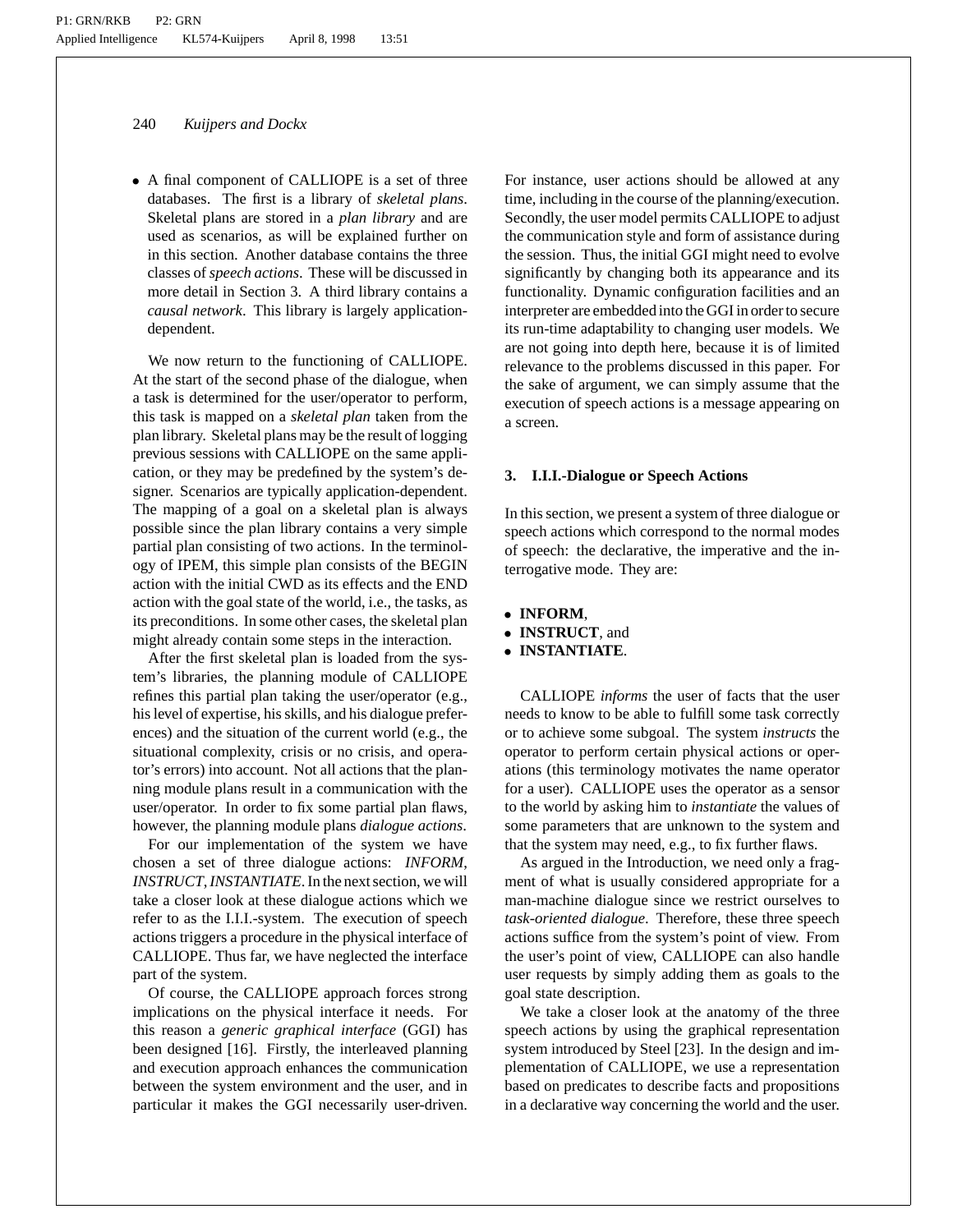- A final component of CALLIOPE is a set of three databases. The first is a library of *skeletal plans*. Skeletal plans are stored in a *plan library* and are used as scenarios, as will be explained further on in this section. Another database contains the three classes of *speech actions*. These will be discussed in more detail in Section 3. A third library contains a *causal network*. This library is largely application-dependent.

We now return to the functioning of CALLIOPE. At the start of the second phase of the dialogue, when a task is determined for the user/operator to perform, this task is mapped on a *skeletal plan* taken from the plan library. Skeletal plans may be the result of logging previous sessions with CALLIOPE on the same application, or they may be predefined by the system's designer. Scenarios are typically application-dependent. The mapping of a goal on a skeletal plan is always possible since the plan library contains a very simple partial plan consisting of two actions. In the terminology of IPEM, this simple plan consists of the BEGIN action with the initial CWD as its effects and the END action with the goal state of the world, i.e., the tasks, as its preconditions. In some other cases, the skeletal plan might already contain some steps in the interaction.

After the first skeletal plan is loaded from the system's libraries, the planning module of CALLIOPE refines this partial plan taking the user/operator (e.g., his level of expertise, his skills, and his dialogue preferences) and the situation of the current world (e.g., the situational complexity, crisis or no crisis, and operator's errors) into account. Not all actions that the planning module plans result in a communication with the user/operator. In order to fix some partial plan flaws, however, the planning module plans *dialogue actions*.

For our implementation of the system we have chosen a set of three dialogue actions: *INFORM*, *INSTRUCT*, *INSTANTIATE*. In the next section, we will take a closer look at these dialogue actions which we refer to as the I.I.I.-system. The execution of speech actions triggers a procedure in the physical interface of CALLIOPE. Thus far, we have neglected the interface part of the system.

Of course, the CALLIOPE approach forces strong implications on the physical interface it needs. For this reason a *generic graphical interface* (GGI) has been designed [16]. Firstly, the interleaved planning and execution approach enhances the communication between the system environment and the user, and in particular it makes the GGI necessarily user-driven. For instance, user actions should be allowed at any time, including in the course of the planning/execution. Secondly, the user model permits CALLIOPE to adjust the communication style and form of assistance during the session. Thus, the initial GGI might need to evolve significantly by changing both its appearance and its functionality. Dynamic configuration facilities and an interpreter are embedded into the GGI in order to secure its run-time adaptability to changing user models. We are not going into depth here, because it is of limited relevance to the problems discussed in this paper. For the sake of argument, we can simply assume that the execution of speech actions is a message appearing on a screen.

## 3. I.I.I.-Dialogue or Speech Actions

In this section, we present a system of three dialogue or speech actions which correspond to the normal modes of speech: the declarative, the imperative and the interrogative mode. They are:

- **INFORM**,
- **INSTRUCT**, and
- **INSTANTIATE**.

CALLIOPE *informs* the user of facts that the user needs to know to be able to fulfill some task correctly or to achieve some subgoal. The system *instructs* the operator to perform certain physical actions or operations (this terminology motivates the name operator for a user). CALLIOPE uses the operator as a sensor to the world by asking him to *instantiate* the values of some parameters that are unknown to the system and that the system may need, e.g., to fix further flaws.

As argued in the Introduction, we need only a fragment of what is usually considered appropriate for a man-machine dialogue since we restrict ourselves to *task-oriented dialogue*. Therefore, these three speech actions suffice from the system's point of view. From the user's point of view, CALLIOPE can also handle user requests by simply adding them as goals to the goal state description.

We take a closer look at the anatomy of the three speech actions by using the graphical representation system introduced by Steel [23]. In the design and implementation of CALLIOPE, we use a representation based on predicates to describe facts and propositions in a declarative way concerning the world and the user.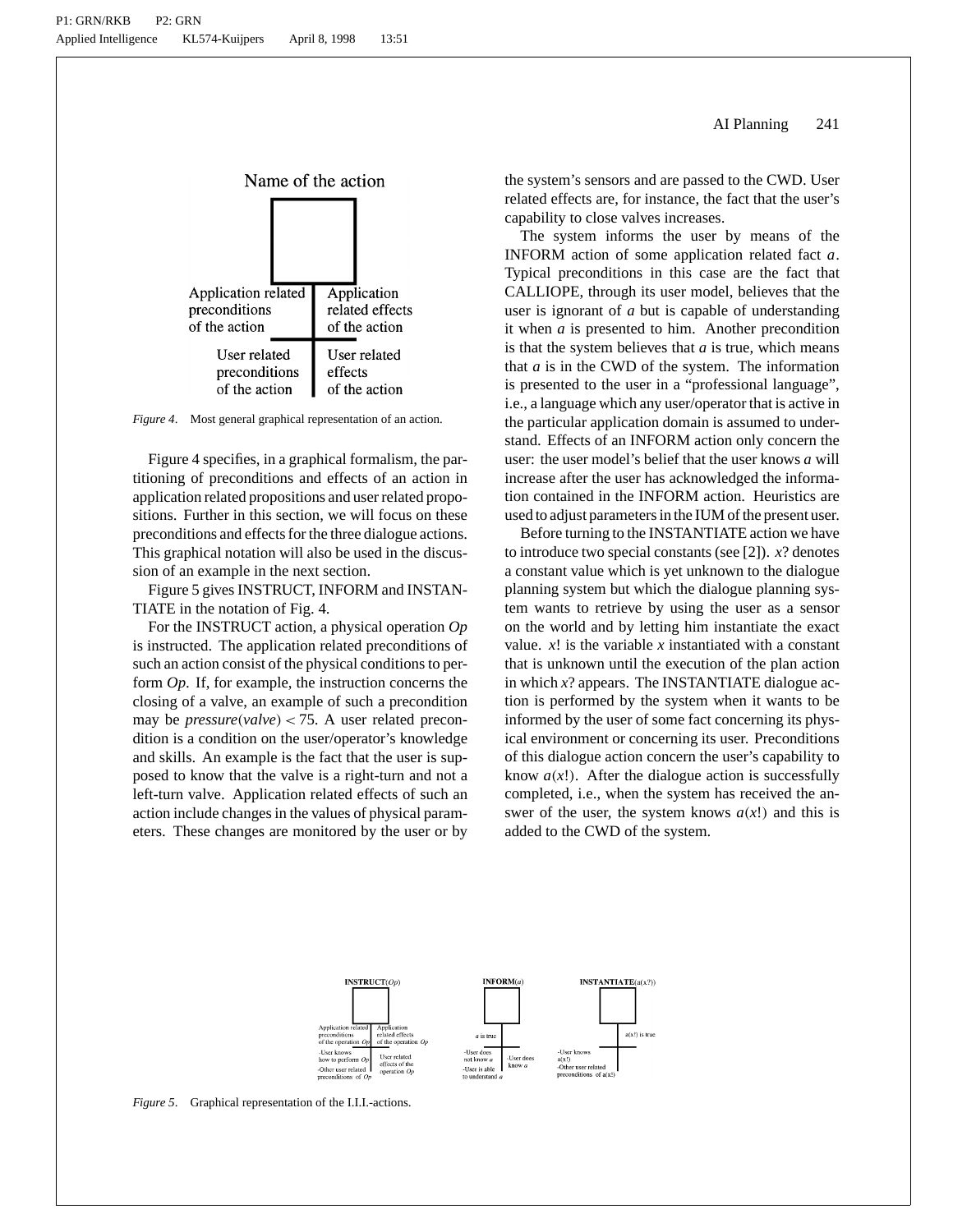Name of the action

Application related preconditions of the action

Application related effects of the action

User related preconditions of the action

User related effects of the action

*Figure 4*. Most general graphical representation of an action.

Figure 4 specifies, in a graphical formalism, the partitioning of preconditions and effects of an action in application related propositions and user related propositions. Further in this section, we will focus on these preconditions and effects for the three dialogue actions. This graphical notation will also be used in the discussion of an example in the next section.

Figure 5 gives INSTRUCT, INFORM and INSTANTIATE in the notation of Fig. 4.

For the INSTRUCT action, a physical operation *Op* is instructed. The application related preconditions of such an action consist of the physical conditions to perform *Op*. If, for example, the instruction concerns the closing of a valve, an example of such a precondition may be $pressure(valve) < 75$. A user related precondition is a condition on the user/operator's knowledge and skills. An example is the fact that the user is supposed to know that the valve is a right-turn and not a left-turn valve. Application related effects of such an action include changes in the values of physical parameters. These changes are monitored by the user or by the system's sensors and are passed to the CWD. User related effects are, for instance, the fact that the user's capability to close valves increases.

The system informs the user by means of the INFORM action of some application related fact *a*. Typical preconditions in this case are the fact that CALLIOPE, through its user model, believes that the user is ignorant of *a* but is capable of understanding it when *a* is presented to him. Another precondition is that the system believes that *a* is true, which means that *a* is in the CWD of the system. The information is presented to the user in a "professional language", i.e., a language which any user/operator that is active in the particular application domain is assumed to understand. Effects of an INFORM action only concern the user: the user model's belief that the user knows *a* will increase after the user has acknowledged the information contained in the INFORM action. Heuristics are used to adjust parameters in the IUM of the present user.

Before turning to the INSTANTIATE action we have to introduce two special constants (see [2]). $x?$ denotes a constant value which is yet unknown to the dialogue planning system but which the dialogue planning system wants to retrieve by using the user as a sensor on the world and by letting him instantiate the exact value. $x!$ is the variable $x$ instantiated with a constant that is unknown until the execution of the plan action in which $x?$ appears. The INSTANTIATE dialogue action is performed by the system when it wants to be informed by the user of some fact concerning its physical environment or concerning its user. Preconditions of this dialogue action concern the user's capability to know $a(x!)$. After the dialogue action is successfully completed, i.e., when the system has received the answer of the user, the system knows $a(x!)$ and this is added to the CWD of the system.

**INSTRUCT**(*Op*)

Application related preconditions of the operation *Op*

Application related effects of the operation *Op*

-User knows how to perform *Op*

-Other user related preconditions of *Op*

User related effects of the operation *Op*

**INFORM**(*a*)

*a* is true

-User does not know *a*

-User is able to understand *a*

-User does know *a*

**INSTANTIATE**(a(x?))

a(x!) is true

-User knows a(x!)

-Other user related preconditions of a(x!)

*Figure 5*. Graphical representation of the I.I.I.-actions.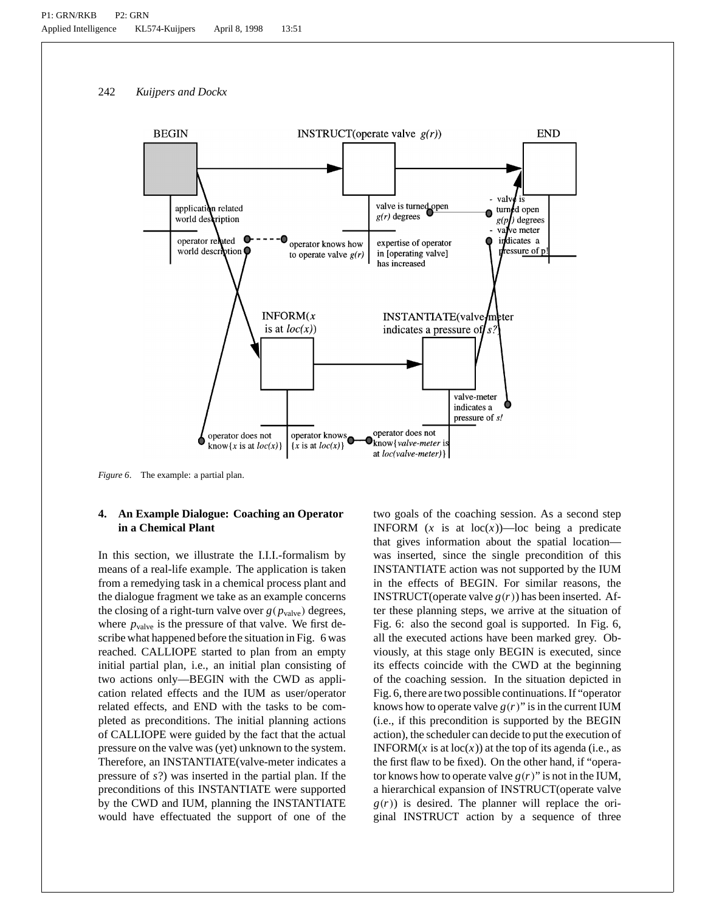BEGIN

INSTRUCT(operate valve $g(r)$)

END

application related world description

operator related world description

valve is turned open $g(r)$ degrees

operator knows how to operate valve $g(r)$

expertise of operator in [operating valve] has increased

- valve is turned open $g(p!)$ degrees
- valve meter indicates a pressure of p!

INFORM($x$ is at $loc(x)$)

INSTANTIATE(valve-meter indicates a pressure of $s?$)

valve-meter indicates a pressure of $s!$

operator does not know{$x$ is at $loc(x)$}

operator knows {$x$ is at $loc(x)$}

operator does not know{*valve-meter* is at *loc(valve-meter)*}

*Figure 6*. The example: a partial plan.

## 4. An Example Dialogue: Coaching an Operator in a Chemical Plant

In this section, we illustrate the I.I.I.-formalism by means of a real-life example. The application is taken from a remedying task in a chemical process plant and the dialogue fragment we take as an example concerns the closing of a right-turn valve over $g(p_{\text{valve}})$ degrees, where $p_{\text{valve}}$ is the pressure of that valve. We first describe what happened before the situation in Fig. 6 was reached. CALLIOPE started to plan from an empty initial partial plan, i.e., an initial plan consisting of two actions only—BEGIN with the CWD as application related effects and the IUM as user/operator related effects, and END with the tasks to be completed as preconditions. The initial planning actions of CALLIOPE were guided by the fact that the actual pressure on the valve was (yet) unknown to the system. Therefore, an INSTANTIATE(valve-meter indicates a pressure of $s$?) was inserted in the partial plan. If the preconditions of this INSTANTIATE were supported by the CWD and IUM, planning the INSTANTIATE would have effectuated the support of one of the two goals of the coaching session. As a second step INFORM ($x$ is at loc($x$))—loc being a predicate that gives information about the spatial location—was inserted, since the single precondition of this INSTANTIATE action was not supported by the IUM in the effects of BEGIN. For similar reasons, the INSTRUCT(operate valve $g(r)$) has been inserted. After these planning steps, we arrive at the situation of Fig. 6: also the second goal is supported. In Fig. 6, all the executed actions have been marked grey. Obviously, at this stage only BEGIN is executed, since its effects coincide with the CWD at the beginning of the coaching session. In the situation depicted in Fig. 6, there are two possible continuations. If "operator knows how to operate valve $g(r)$" is in the current IUM (i.e., if this precondition is supported by the BEGIN action), the scheduler can decide to put the execution of INFORM($x$ is at loc($x$)) at the top of its agenda (i.e., as the first flaw to be fixed). On the other hand, if "operator knows how to operate valve $g(r)$" is not in the IUM, a hierarchical expansion of INSTRUCT(operate valve $g(r)$) is desired. The planner will replace the original INSTRUCT action by a sequence of three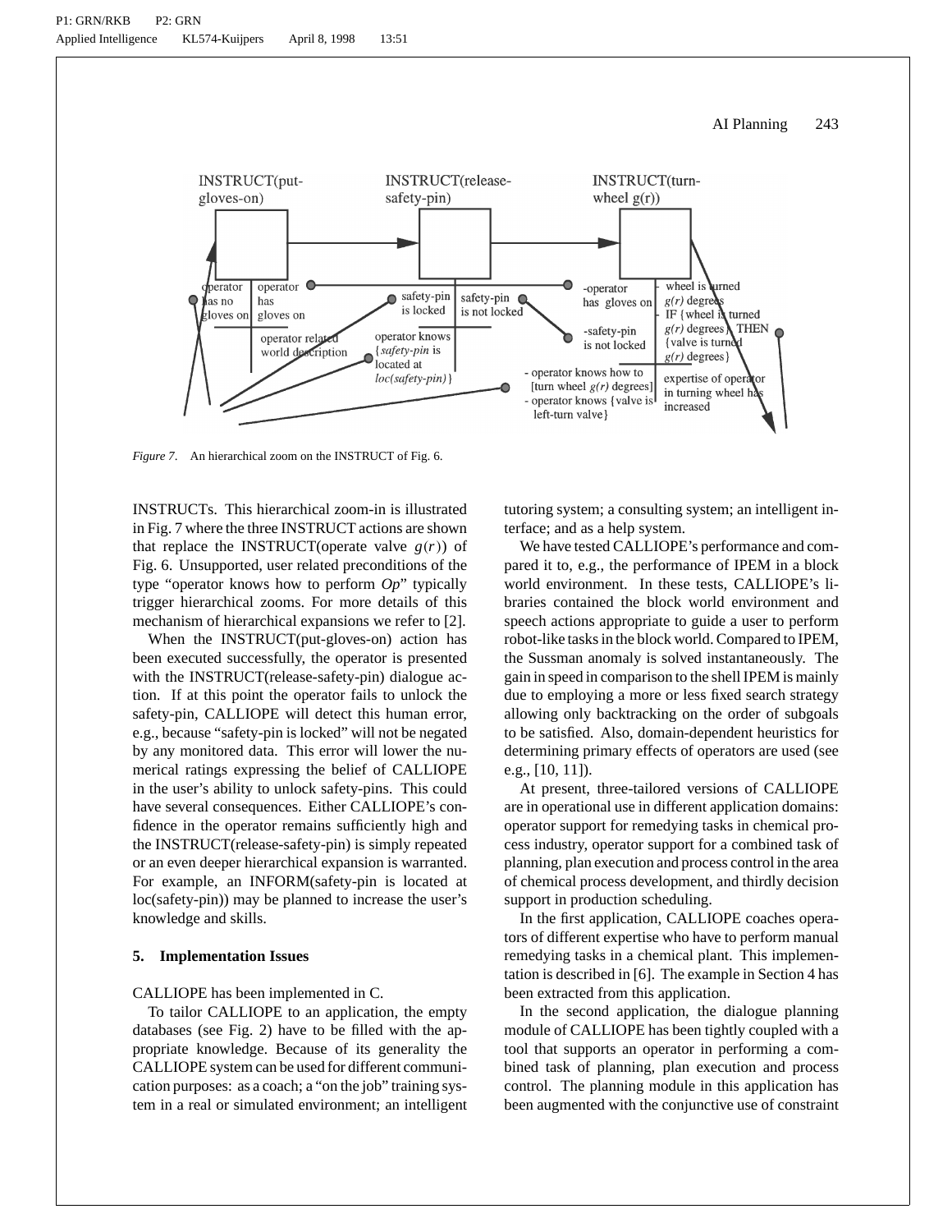*Figure 7*. An hierarchical zoom on the INSTRUCT of Fig. 6.

INSTRUCTs. This hierarchical zoom-in is illustrated in Fig. 7 where the three INSTRUCT actions are shown that replace the INSTRUCT(operate valve $g(r)$) of Fig. 6. Unsupported, user related preconditions of the type "operator knows how to perform *Op*" typically trigger hierarchical zooms. For more details of this mechanism of hierarchical expansions we refer to [2].

When the INSTRUCT(put-gloves-on) action has been executed successfully, the operator is presented with the INSTRUCT(release-safety-pin) dialogue action. If at this point the operator fails to unlock the safety-pin, CALLIOPE will detect this human error, e.g., because "safety-pin is locked" will not be negated by any monitored data. This error will lower the numerical ratings expressing the belief of CALLIOPE in the user's ability to unlock safety-pins. This could have several consequences. Either CALLIOPE's confidence in the operator remains sufficiently high and the INSTRUCT(release-safety-pin) is simply repeated or an even deeper hierarchical expansion is warranted. For example, an INFORM(safety-pin is located at loc(safety-pin)) may be planned to increase the user's knowledge and skills.

## 5. Implementation Issues

CALLIOPE has been implemented in C.

To tailor CALLIOPE to an application, the empty databases (see Fig. 2) have to be filled with the appropriate knowledge. Because of its generality the CALLIOPE system can be used for different communication purposes: as a coach; a "on the job" training system in a real or simulated environment; an intelligent tutoring system; a consulting system; an intelligent interface; and as a help system.

We have tested CALLIOPE's performance and compared it to, e.g., the performance of IPEM in a block world environment. In these tests, CALLIOPE's libraries contained the block world environment and speech actions appropriate to guide a user to perform robot-like tasks in the block world. Compared to IPEM, the Sussman anomaly is solved instantaneously. The gain in speed in comparison to the shell IPEM is mainly due to employing a more or less fixed search strategy allowing only backtracking on the order of subgoals to be satisfied. Also, domain-dependent heuristics for determining primary effects of operators are used (see e.g., [10, 11]).

At present, three-tailored versions of CALLIOPE are in operational use in different application domains: operator support for remedying tasks in chemical process industry, operator support for a combined task of planning, plan execution and process control in the area of chemical process development, and thirdly decision support in production scheduling.

In the first application, CALLIOPE coaches operators of different expertise who have to perform manual remedying tasks in a chemical plant. This implementation is described in [6]. The example in Section 4 has been extracted from this application.

In the second application, the dialogue planning module of CALLIOPE has been tightly coupled with a tool that supports an operator in performing a combined task of planning, plan execution and process control. The planning module in this application has been augmented with the conjunctive use of constraint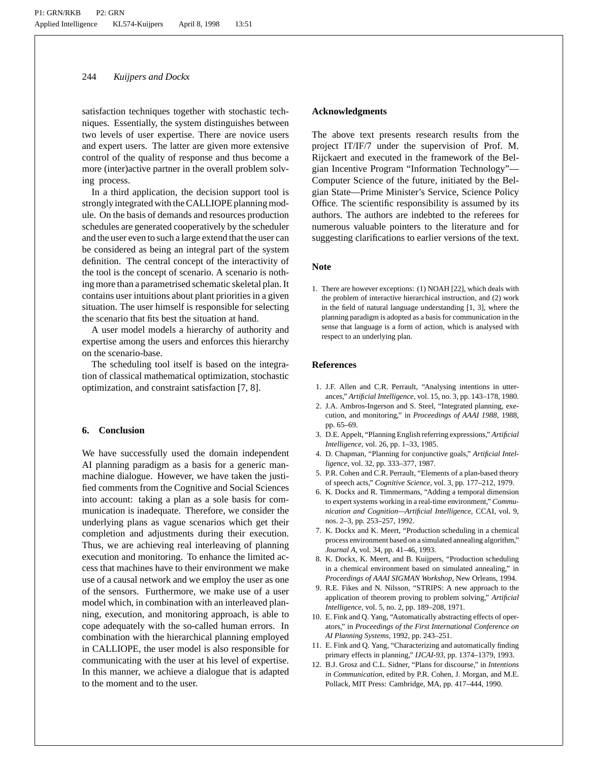satisfaction techniques together with stochastic techniques. Essentially, the system distinguishes between two levels of user expertise. There are novice users and expert users. The latter are given more extensive control of the quality of response and thus become a more (inter)active partner in the overall problem solving process.

In a third application, the decision support tool is strongly integrated with the CALLIOPE planning module. On the basis of demands and resources production schedules are generated cooperatively by the scheduler and the user even to such a large extend that the user can be considered as being an integral part of the system definition. The central concept of the interactivity of the tool is the concept of scenario. A scenario is nothing more than a parametrised schematic skeletal plan. It contains user intuitions about plant priorities in a given situation. The user himself is responsible for selecting the scenario that fits best the situation at hand.

A user model models a hierarchy of authority and expertise among the users and enforces this hierarchy on the scenario-base.

The scheduling tool itself is based on the integration of classical mathematical optimization, stochastic optimization, and constraint satisfaction [7, 8].

## 6. Conclusion

We have successfully used the domain independent AI planning paradigm as a basis for a generic man-machine dialogue. However, we have taken the justified comments from the Cognitive and Social Sciences into account: taking a plan as a sole basis for communication is inadequate. Therefore, we consider the underlying plans as vague scenarios which get their completion and adjustments during their execution. Thus, we are achieving real interleaving of planning execution and monitoring. To enhance the limited access that machines have to their environment we make use of a causal network and we employ the user as one of the sensors. Furthermore, we make use of a user model which, in combination with an interleaved planning, execution, and monitoring approach, is able to cope adequately with the so-called human errors. In combination with the hierarchical planning employed in CALLIOPE, the user model is also responsible for communicating with the user at his level of expertise. In this manner, we achieve a dialogue that is adapted to the moment and to the user.

## Acknowledgments

The above text presents research results from the project IT/IF/7 under the supervision of Prof. M. Rijckaert and executed in the framework of the Belgian Incentive Program "Information Technology"—Computer Science of the future, initiated by the Belgian State—Prime Minister's Service, Science Policy Office. The scientific responsibility is assumed by its authors. The authors are indebted to the referees for numerous valuable pointers to the literature and for suggesting clarifications to earlier versions of the text.

## Note

1. There are however exceptions: (1) NOAH [22], which deals with the problem of interactive hierarchical instruction, and (2) work in the field of natural language understanding [1, 3], where the planning paradigm is adopted as a basis for communication in the sense that language is a form of action, which is analysed with respect to an underlying plan.

## References

1. J.F. Allen and C.R. Perrault, "Analysing intentions in utterances," *Artificial Intelligence*, vol. 15, no. 3, pp. 143–178, 1980.
2. J.A. Ambros-Ingerson and S. Steel, "Integrated planning, execution, and monitoring," in *Proceedings of AAAI 1988*, 1988, pp. 65–69.
3. D.E. Appelt, "Planning English referring expressions," *Artificial Intelligence*, vol. 26, pp. 1–33, 1985.
4. D. Chapman, "Planning for conjunctive goals," *Artificial Intelligence*, vol. 32, pp. 333–377, 1987.
5. P.R. Cohen and C.R. Perrault, "Elements of a plan-based theory of speech acts," *Cognitive Science*, vol. 3, pp. 177–212, 1979.
6. K. Dockx and R. Timmermans, "Adding a temporal dimension to expert systems working in a real-time environment," *Communication and Cognition—Artificial Intelligence*, CCAI, vol. 9, nos. 2–3, pp. 253–257, 1992.
7. K. Dockx and K. Meert, "Production scheduling in a chemical process environment based on a simulated annealing algorithm," *Journal A*, vol. 34, pp. 41–46, 1993.
8. K. Dockx, K. Meert, and B. Kuijpers, "Production scheduling in a chemical environment based on simulated annealing," in *Proceedings of AAAI SIGMAN Workshop*, New Orleans, 1994.
9. R.E. Fikes and N. Nilsson, "STRIPS: A new approach to the application of theorem proving to problem solving," *Artificial Intelligence*, vol. 5, no. 2, pp. 189–208, 1971.
10. E. Fink and Q. Yang, "Automatically abstracting effects of operators," in *Proceedings of the First International Conference on AI Planning Systems*, 1992, pp. 243–251.
11. E. Fink and Q. Yang, "Characterizing and automatically finding primary effects in planning," *IJCAI-93*, pp. 1374–1379, 1993.
12. B.J. Grosz and C.L. Sidner, "Plans for discourse," in *Intentions in Communication*, edited by P.R. Cohen, J. Morgan, and M.E. Pollack, MIT Press: Cambridge, MA, pp. 417–444, 1990.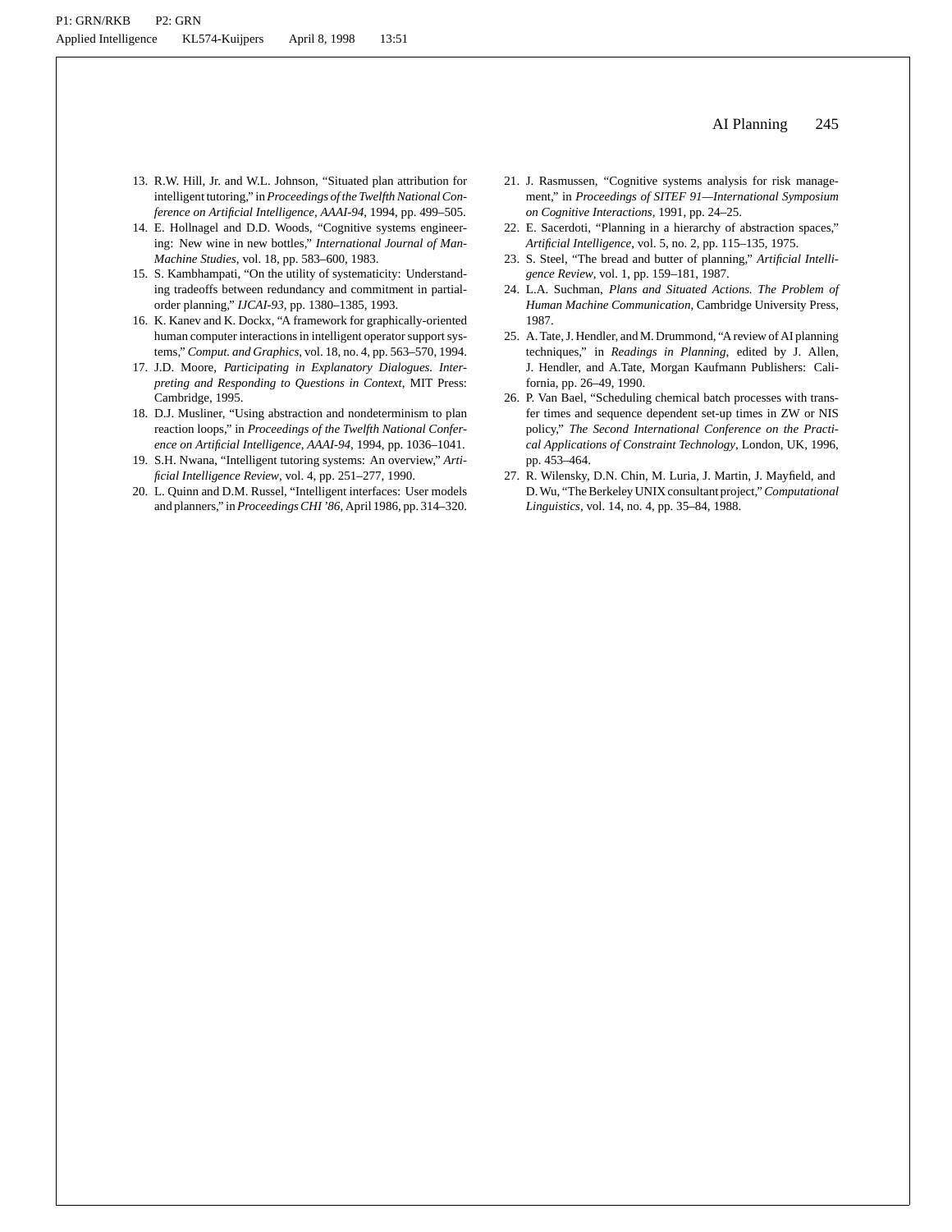13. R.W. Hill, Jr. and W.L. Johnson, "Situated plan attribution for intelligent tutoring," in *Proceedings of the Twelfth National Conference on Artificial Intelligence, AAAI-94*, 1994, pp. 499–505.
14. E. Hollnagel and D.D. Woods, "Cognitive systems engineering: New wine in new bottles," *International Journal of Man-Machine Studies*, vol. 18, pp. 583–600, 1983.
15. S. Kambhampati, "On the utility of systematicity: Understanding tradeoffs between redundancy and commitment in partial-order planning," *IJCAI-93*, pp. 1380–1385, 1993.
16. K. Kanev and K. Dockx, "A framework for graphically-oriented human computer interactions in intelligent operator support systems," *Comput. and Graphics*, vol. 18, no. 4, pp. 563–570, 1994.
17. J.D. Moore, *Participating in Explanatory Dialogues. Interpreting and Responding to Questions in Context*, MIT Press: Cambridge, 1995.
18. D.J. Musliner, "Using abstraction and nondeterminism to plan reaction loops," in *Proceedings of the Twelfth National Conference on Artificial Intelligence, AAAI-94*, 1994, pp. 1036–1041.
19. S.H. Nwana, "Intelligent tutoring systems: An overview," *Artificial Intelligence Review*, vol. 4, pp. 251–277, 1990.
20. L. Quinn and D.M. Russel, "Intelligent interfaces: User models and planners," in *Proceedings CHI '86*, April 1986, pp. 314–320.
21. J. Rasmussen, "Cognitive systems analysis for risk management," in *Proceedings of SITEF 91—International Symposium on Cognitive Interactions*, 1991, pp. 24–25.
22. E. Sacerdoti, "Planning in a hierarchy of abstraction spaces," *Artificial Intelligence*, vol. 5, no. 2, pp. 115–135, 1975.
23. S. Steel, "The bread and butter of planning," *Artificial Intelligence Review*, vol. 1, pp. 159–181, 1987.
24. L.A. Suchman, *Plans and Situated Actions. The Problem of Human Machine Communication*, Cambridge University Press, 1987.
25. A. Tate, J. Hendler, and M. Drummond, "A review of AI planning techniques," in *Readings in Planning*, edited by J. Allen, J. Hendler, and A.Tate, Morgan Kaufmann Publishers: California, pp. 26–49, 1990.
26. P. Van Bael, "Scheduling chemical batch processes with transfer times and sequence dependent set-up times in ZW or NIS policy," *The Second International Conference on the Practical Applications of Constraint Technology*, London, UK, 1996, pp. 453–464.
27. R. Wilensky, D.N. Chin, M. Luria, J. Martin, J. Mayfield, and D. Wu, "The Berkeley UNIX consultant project," *Computational Linguistics*, vol. 14, no. 4, pp. 35–84, 1988.